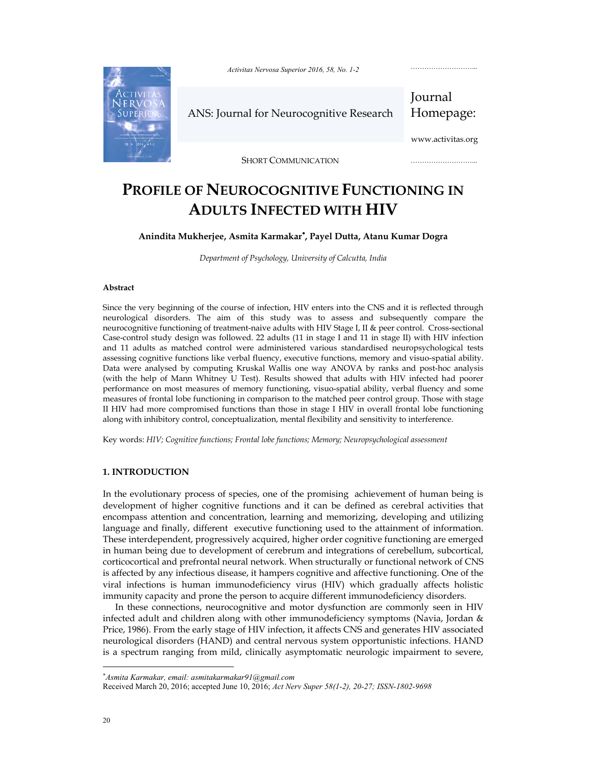SHORT COMMUNICATION

# PROFILE OF NEUROCOGNITIVE FUNCTIONING IN ADULTS INFECTED WITH HIV

**Anindita Mukherjee, Asmita Karmakar*, Payel Dutta, Atanu Kumar Dogra**

*Department of Psychology, University of Calcutta, India*

### Abstract

Since the very beginning of the course of infection, HIV enters into the CNS and it is reflected through neurological disorders. The aim of this study was to assess and subsequently compare the neurocognitive functioning of treatment-naive adults with HIV Stage I, II & peer control. Cross-sectional Case-control study design was followed. 22 adults (11 in stage I and 11 in stage II) with HIV infection and 11 adults as matched control were administered various standardised neuropsychological tests assessing cognitive functions like verbal fluency, executive functions, memory and visuo-spatial ability. Data were analysed by computing Kruskal Wallis one way ANOVA by ranks and post-hoc analysis (with the help of Mann Whitney U Test). Results showed that adults with HIV infected had poorer performance on most measures of memory functioning, visuo-spatial ability, verbal fluency and some measures of frontal lobe functioning in comparison to the matched peer control group. Those with stage II HIV had more compromised functions than those in stage I HIV in overall frontal lobe functioning along with inhibitory control, conceptualization, mental flexibility and sensitivity to interference.

Key words: *HIV; Cognitive functions; Frontal lobe functions; Memory; Neuropsychological assessment*

## 1. INTRODUCTION

In the evolutionary process of species, one of the promising achievement of human being is development of higher cognitive functions and it can be defined as cerebral activities that encompass attention and concentration, learning and memorizing, developing and utilizing language and finally, different executive functioning used to the attainment of information. These interdependent, progressively acquired, higher order cognitive functioning are emerged in human being due to development of cerebrum and integrations of cerebellum, subcortical, corticocortical and prefrontal neural network. When structurally or functional network of CNS is affected by any infectious disease, it hampers cognitive and affective functioning. One of the viral infections is human immunodeficiency virus (HIV) which gradually affects holistic immunity capacity and prone the person to acquire different immunodeficiency disorders.

In these connections, neurocognitive and motor dysfunction are commonly seen in HIV infected adult and children along with other immunodeficiency symptoms (Navia, Jordan & Price, 1986). From the early stage of HIV infection, it affects CNS and generates HIV associated neurological disorders (HAND) and central nervous system opportunistic infections. HAND is a spectrum ranging from mild, clinically asymptomatic neurologic impairment to severe,

---

*Asmita Karmakar, email: asmitakarmakar91@gmail.com

Received March 20, 2016; accepted June 10, 2016; *Act Nerv Super 58(1-2), 20-27; ISSN-1802-9698*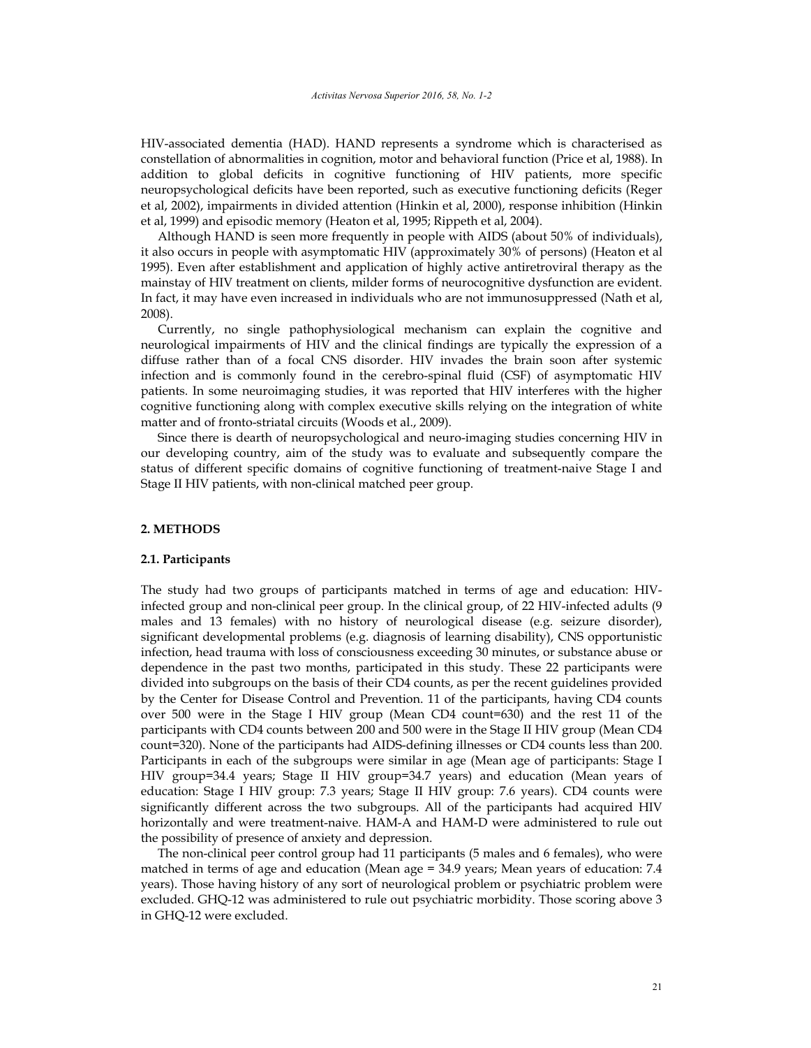HIV-associated dementia (HAD). HAND represents a syndrome which is characterised as constellation of abnormalities in cognition, motor and behavioral function (Price et al, 1988). In addition to global deficits in cognitive functioning of HIV patients, more specific neuropsychological deficits have been reported, such as executive functioning deficits (Reger et al, 2002), impairments in divided attention (Hinkin et al, 2000), response inhibition (Hinkin et al, 1999) and episodic memory (Heaton et al, 1995; Rippeth et al, 2004).

Although HAND is seen more frequently in people with AIDS (about 50% of individuals), it also occurs in people with asymptomatic HIV (approximately 30% of persons) (Heaton et al 1995). Even after establishment and application of highly active antiretroviral therapy as the mainstay of HIV treatment on clients, milder forms of neurocognitive dysfunction are evident. In fact, it may have even increased in individuals who are not immunosuppressed (Nath et al, 2008).

Currently, no single pathophysiological mechanism can explain the cognitive and neurological impairments of HIV and the clinical findings are typically the expression of a diffuse rather than of a focal CNS disorder. HIV invades the brain soon after systemic infection and is commonly found in the cerebro-spinal fluid (CSF) of asymptomatic HIV patients. In some neuroimaging studies, it was reported that HIV interferes with the higher cognitive functioning along with complex executive skills relying on the integration of white matter and of fronto-striatal circuits (Woods et al., 2009).

Since there is dearth of neuropsychological and neuro-imaging studies concerning HIV in our developing country, aim of the study was to evaluate and subsequently compare the status of different specific domains of cognitive functioning of treatment-naive Stage I and Stage II HIV patients, with non-clinical matched peer group.

## 2. METHODS

### 2.1. Participants

The study had two groups of participants matched in terms of age and education: HIV-infected group and non-clinical peer group. In the clinical group, of 22 HIV-infected adults (9 males and 13 females) with no history of neurological disease (e.g. seizure disorder), significant developmental problems (e.g. diagnosis of learning disability), CNS opportunistic infection, head trauma with loss of consciousness exceeding 30 minutes, or substance abuse or dependence in the past two months, participated in this study. These 22 participants were divided into subgroups on the basis of their CD4 counts, as per the recent guidelines provided by the Center for Disease Control and Prevention. 11 of the participants, having CD4 counts over 500 were in the Stage I HIV group (Mean CD4 count=630) and the rest 11 of the participants with CD4 counts between 200 and 500 were in the Stage II HIV group (Mean CD4 count=320). None of the participants had AIDS-defining illnesses or CD4 counts less than 200. Participants in each of the subgroups were similar in age (Mean age of participants: Stage I HIV group=34.4 years; Stage II HIV group=34.7 years) and education (Mean years of education: Stage I HIV group: 7.3 years; Stage II HIV group: 7.6 years). CD4 counts were significantly different across the two subgroups. All of the participants had acquired HIV horizontally and were treatment-naive. HAM-A and HAM-D were administered to rule out the possibility of presence of anxiety and depression.

The non-clinical peer control group had 11 participants (5 males and 6 females), who were matched in terms of age and education (Mean age = 34.9 years; Mean years of education: 7.4 years). Those having history of any sort of neurological problem or psychiatric problem were excluded. GHQ-12 was administered to rule out psychiatric morbidity. Those scoring above 3 in GHQ-12 were excluded.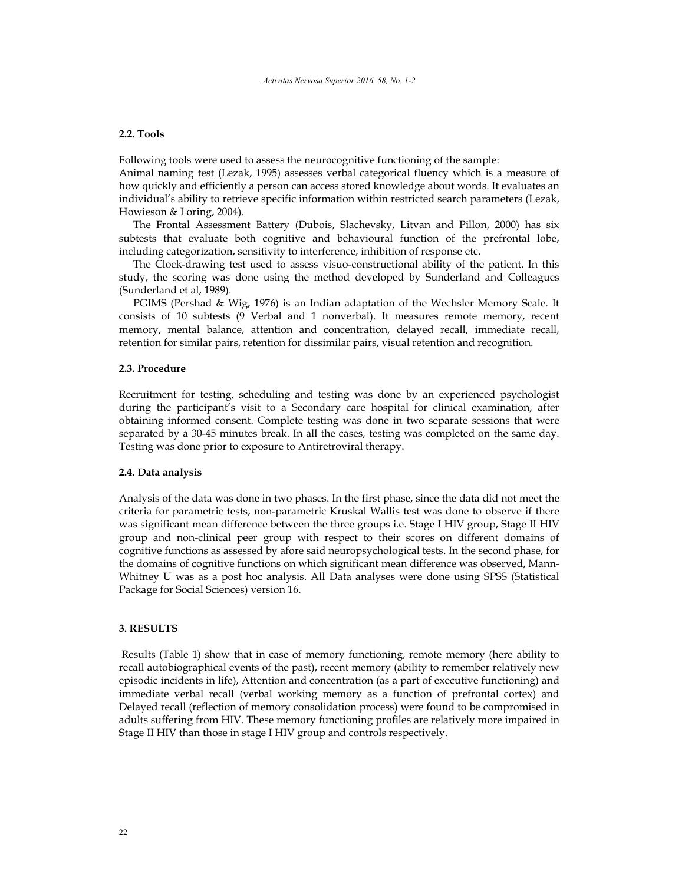### 2.2. Tools

Following tools were used to assess the neurocognitive functioning of the sample:
Animal naming test (Lezak, 1995) assesses verbal categorical fluency which is a measure of how quickly and efficiently a person can access stored knowledge about words. It evaluates an individual's ability to retrieve specific information within restricted search parameters (Lezak, Howieson & Loring, 2004).

The Frontal Assessment Battery (Dubois, Slachevsky, Litvan and Pillon, 2000) has six subtests that evaluate both cognitive and behavioural function of the prefrontal lobe, including categorization, sensitivity to interference, inhibition of response etc.

The Clock-drawing test used to assess visuo-constructional ability of the patient. In this study, the scoring was done using the method developed by Sunderland and Colleagues (Sunderland et al, 1989).

PGIMS (Pershad & Wig, 1976) is an Indian adaptation of the Wechsler Memory Scale. It consists of 10 subtests (9 Verbal and 1 nonverbal). It measures remote memory, recent memory, mental balance, attention and concentration, delayed recall, immediate recall, retention for similar pairs, retention for dissimilar pairs, visual retention and recognition.

### 2.3. Procedure

Recruitment for testing, scheduling and testing was done by an experienced psychologist during the participant's visit to a Secondary care hospital for clinical examination, after obtaining informed consent. Complete testing was done in two separate sessions that were separated by a 30-45 minutes break. In all the cases, testing was completed on the same day. Testing was done prior to exposure to Antiretroviral therapy.

### 2.4. Data analysis

Analysis of the data was done in two phases. In the first phase, since the data did not meet the criteria for parametric tests, non-parametric Kruskal Wallis test was done to observe if there was significant mean difference between the three groups i.e. Stage I HIV group, Stage II HIV group and non-clinical peer group with respect to their scores on different domains of cognitive functions as assessed by afore said neuropsychological tests. In the second phase, for the domains of cognitive functions on which significant mean difference was observed, Mann-Whitney U was as a post hoc analysis. All Data analyses were done using SPSS (Statistical Package for Social Sciences) version 16.

## 3. RESULTS

Results (Table 1) show that in case of memory functioning, remote memory (here ability to recall autobiographical events of the past), recent memory (ability to remember relatively new episodic incidents in life), Attention and concentration (as a part of executive functioning) and immediate verbal recall (verbal working memory as a function of prefrontal cortex) and Delayed recall (reflection of memory consolidation process) were found to be compromised in adults suffering from HIV. These memory functioning profiles are relatively more impaired in Stage II HIV than those in stage I HIV group and controls respectively.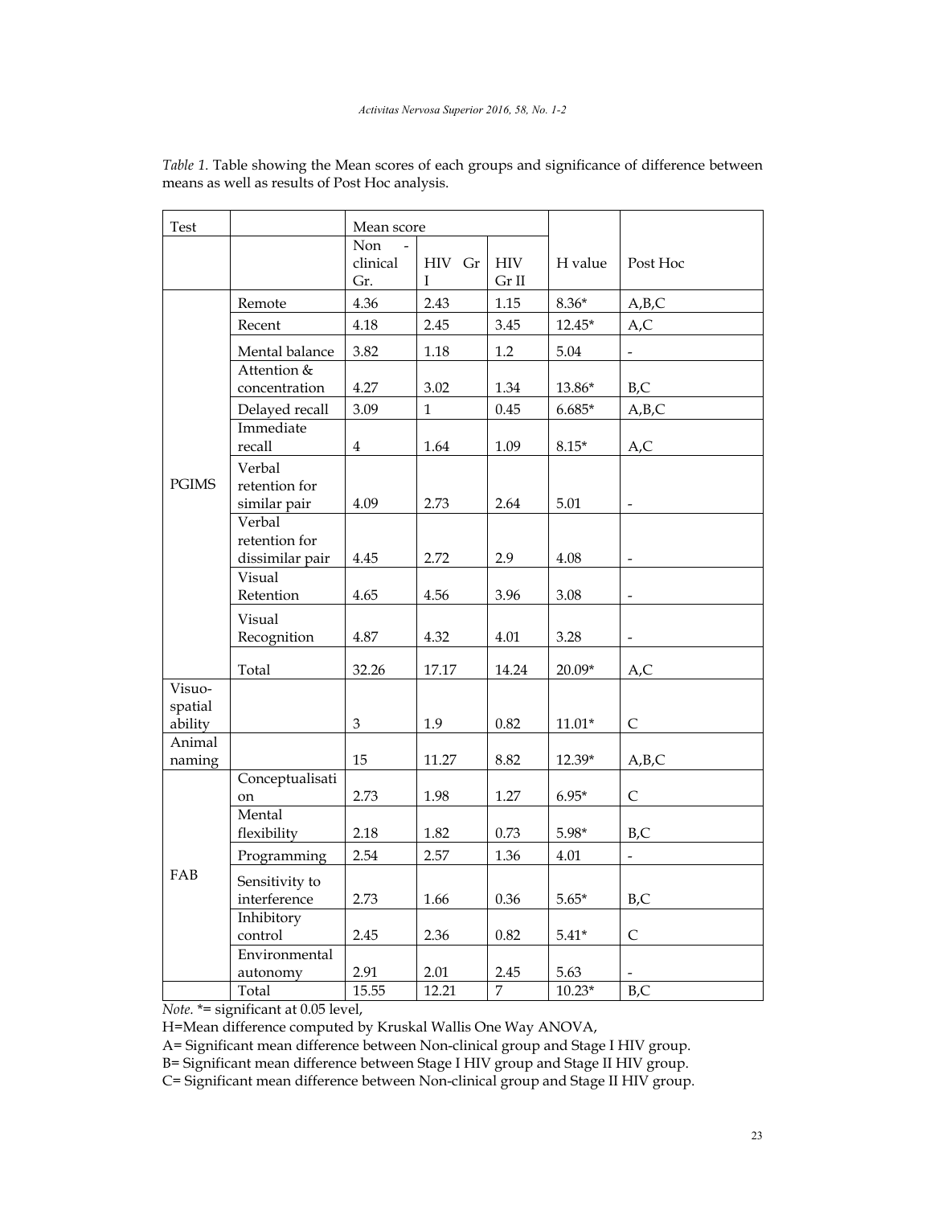*Table 1.* Table showing the Mean scores of each groups and significance of difference between means as well as results of Post Hoc analysis.

| Test | | Mean score | | | H value | Post Hoc |
|---|---|---|---|---|---|---|
| | | Non - clinical Gr. | HIV Gr I | HIV Gr II | | |
| PGIMS | Remote | 4.36 | 2.43 | 1.15 | 8.36* | A,B,C |
| | Recent | 4.18 | 2.45 | 3.45 | 12.45* | A,C |
| | Mental balance | 3.82 | 1.18 | 1.2 | 5.04 | - |
| | Attention & concentration | 4.27 | 3.02 | 1.34 | 13.86* | B,C |
| | Delayed recall | 3.09 | 1 | 0.45 | 6.685* | A,B,C |
| | Immediate recall | 4 | 1.64 | 1.09 | 8.15* | A,C |
| | Verbal retention for similar pair | 4.09 | 2.73 | 2.64 | 5.01 | - |
| | Verbal retention for dissimilar pair | 4.45 | 2.72 | 2.9 | 4.08 | - |
| | Visual Retention | 4.65 | 4.56 | 3.96 | 3.08 | - |
| | Visual Recognition | 4.87 | 4.32 | 4.01 | 3.28 | - |
| | Total | 32.26 | 17.17 | 14.24 | 20.09* | A,C |
| Visuo-spatial ability | | 3 | 1.9 | 0.82 | 11.01* | C |
| Animal naming | | 15 | 11.27 | 8.82 | 12.39* | A,B,C |
| FAB | Conceptualisation | 2.73 | 1.98 | 1.27 | 6.95* | C |
| | Mental flexibility | 2.18 | 1.82 | 0.73 | 5.98* | B,C |
| | Programming | 2.54 | 2.57 | 1.36 | 4.01 | - |
| | Sensitivity to interference | 2.73 | 1.66 | 0.36 | 5.65* | B,C |
| | Inhibitory control | 2.45 | 2.36 | 0.82 | 5.41* | C |
| | Environmental autonomy | 2.91 | 2.01 | 2.45 | 5.63 | - |
| | Total | 15.55 | 12.21 | 7 | 10.23* | B,C |

*Note.* *= significant at 0.05 level,

H=Mean difference computed by Kruskal Wallis One Way ANOVA,

A= Significant mean difference between Non-clinical group and Stage I HIV group.

B= Significant mean difference between Stage I HIV group and Stage II HIV group.

C= Significant mean difference between Non-clinical group and Stage II HIV group.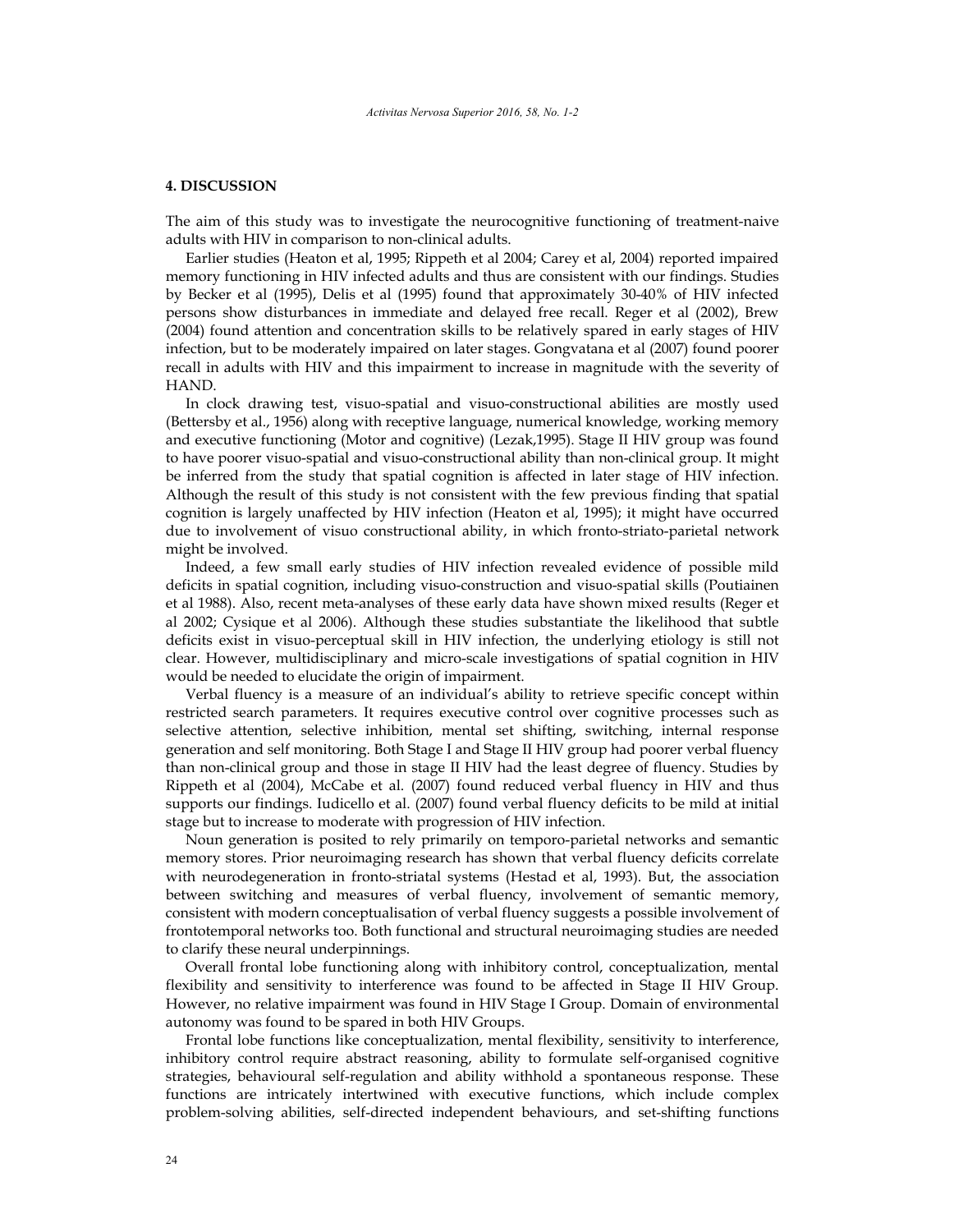## 4. DISCUSSION

The aim of this study was to investigate the neurocognitive functioning of treatment-naive adults with HIV in comparison to non-clinical adults.

Earlier studies (Heaton et al, 1995; Rippeth et al 2004; Carey et al, 2004) reported impaired memory functioning in HIV infected adults and thus are consistent with our findings. Studies by Becker et al (1995), Delis et al (1995) found that approximately 30-40% of HIV infected persons show disturbances in immediate and delayed free recall. Reger et al (2002), Brew (2004) found attention and concentration skills to be relatively spared in early stages of HIV infection, but to be moderately impaired on later stages. Gongvatana et al (2007) found poorer recall in adults with HIV and this impairment to increase in magnitude with the severity of HAND.

In clock drawing test, visuo-spatial and visuo-constructional abilities are mostly used (Bettersby et al., 1956) along with receptive language, numerical knowledge, working memory and executive functioning (Motor and cognitive) (Lezak,1995). Stage II HIV group was found to have poorer visuo-spatial and visuo-constructional ability than non-clinical group. It might be inferred from the study that spatial cognition is affected in later stage of HIV infection. Although the result of this study is not consistent with the few previous finding that spatial cognition is largely unaffected by HIV infection (Heaton et al, 1995); it might have occurred due to involvement of visuo constructional ability, in which fronto-striato-parietal network might be involved.

Indeed, a few small early studies of HIV infection revealed evidence of possible mild deficits in spatial cognition, including visuo-construction and visuo-spatial skills (Poutiainen et al 1988). Also, recent meta-analyses of these early data have shown mixed results (Reger et al 2002; Cysique et al 2006). Although these studies substantiate the likelihood that subtle deficits exist in visuo-perceptual skill in HIV infection, the underlying etiology is still not clear. However, multidisciplinary and micro-scale investigations of spatial cognition in HIV would be needed to elucidate the origin of impairment.

Verbal fluency is a measure of an individual's ability to retrieve specific concept within restricted search parameters. It requires executive control over cognitive processes such as selective attention, selective inhibition, mental set shifting, switching, internal response generation and self monitoring. Both Stage I and Stage II HIV group had poorer verbal fluency than non-clinical group and those in stage II HIV had the least degree of fluency. Studies by Rippeth et al (2004), McCabe et al. (2007) found reduced verbal fluency in HIV and thus supports our findings. Iudicello et al. (2007) found verbal fluency deficits to be mild at initial stage but to increase to moderate with progression of HIV infection.

Noun generation is posited to rely primarily on temporo-parietal networks and semantic memory stores. Prior neuroimaging research has shown that verbal fluency deficits correlate with neurodegeneration in fronto-striatal systems (Hestad et al, 1993). But, the association between switching and measures of verbal fluency, involvement of semantic memory, consistent with modern conceptualisation of verbal fluency suggests a possible involvement of frontotemporal networks too. Both functional and structural neuroimaging studies are needed to clarify these neural underpinnings.

Overall frontal lobe functioning along with inhibitory control, conceptualization, mental flexibility and sensitivity to interference was found to be affected in Stage II HIV Group. However, no relative impairment was found in HIV Stage I Group. Domain of environmental autonomy was found to be spared in both HIV Groups.

Frontal lobe functions like conceptualization, mental flexibility, sensitivity to interference, inhibitory control require abstract reasoning, ability to formulate self-organised cognitive strategies, behavioural self-regulation and ability withhold a spontaneous response. These functions are intricately intertwined with executive functions, which include complex problem-solving abilities, self-directed independent behaviours, and set-shifting functions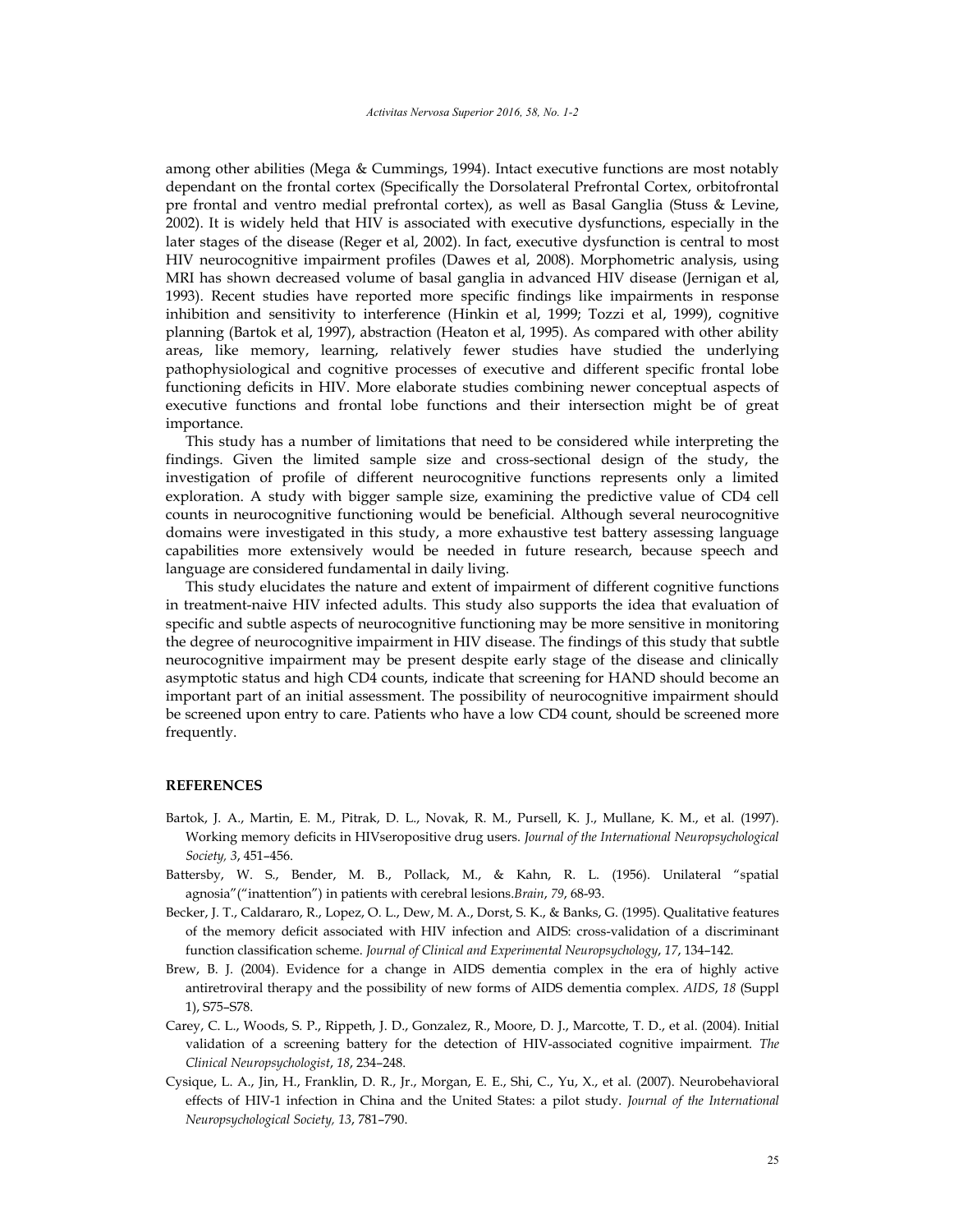among other abilities (Mega & Cummings, 1994). Intact executive functions are most notably dependant on the frontal cortex (Specifically the Dorsolateral Prefrontal Cortex, orbitofrontal pre frontal and ventro medial prefrontal cortex), as well as Basal Ganglia (Stuss & Levine, 2002). It is widely held that HIV is associated with executive dysfunctions, especially in the later stages of the disease (Reger et al, 2002). In fact, executive dysfunction is central to most HIV neurocognitive impairment profiles (Dawes et al, 2008). Morphometric analysis, using MRI has shown decreased volume of basal ganglia in advanced HIV disease (Jernigan et al, 1993). Recent studies have reported more specific findings like impairments in response inhibition and sensitivity to interference (Hinkin et al, 1999; Tozzi et al, 1999), cognitive planning (Bartok et al, 1997), abstraction (Heaton et al, 1995). As compared with other ability areas, like memory, learning, relatively fewer studies have studied the underlying pathophysiological and cognitive processes of executive and different specific frontal lobe functioning deficits in HIV. More elaborate studies combining newer conceptual aspects of executive functions and frontal lobe functions and their intersection might be of great importance.

This study has a number of limitations that need to be considered while interpreting the findings. Given the limited sample size and cross-sectional design of the study, the investigation of profile of different neurocognitive functions represents only a limited exploration. A study with bigger sample size, examining the predictive value of CD4 cell counts in neurocognitive functioning would be beneficial. Although several neurocognitive domains were investigated in this study, a more exhaustive test battery assessing language capabilities more extensively would be needed in future research, because speech and language are considered fundamental in daily living.

This study elucidates the nature and extent of impairment of different cognitive functions in treatment-naive HIV infected adults. This study also supports the idea that evaluation of specific and subtle aspects of neurocognitive functioning may be more sensitive in monitoring the degree of neurocognitive impairment in HIV disease. The findings of this study that subtle neurocognitive impairment may be present despite early stage of the disease and clinically asymptotic status and high CD4 counts, indicate that screening for HAND should become an important part of an initial assessment. The possibility of neurocognitive impairment should be screened upon entry to care. Patients who have a low CD4 count, should be screened more frequently.

## REFERENCES

- Bartok, J. A., Martin, E. M., Pitrak, D. L., Novak, R. M., Pursell, K. J., Mullane, K. M., et al. (1997). Working memory deficits in HIVseropositive drug users. *Journal of the International Neuropsychological Society, 3*, 451–456.
- Battersby, W. S., Bender, M. B., Pollack, M., & Kahn, R. L. (1956). Unilateral "spatial agnosia"("inattention") in patients with cerebral lesions.*Brain*, *79*, 68-93.
- Becker, J. T., Caldararo, R., Lopez, O. L., Dew, M. A., Dorst, S. K., & Banks, G. (1995). Qualitative features of the memory deficit associated with HIV infection and AIDS: cross-validation of a discriminant function classification scheme. *Journal of Clinical and Experimental Neuropsychology*, *17*, 134–142.
- Brew, B. J. (2004). Evidence for a change in AIDS dementia complex in the era of highly active antiretroviral therapy and the possibility of new forms of AIDS dementia complex. *AIDS*, *18* (Suppl 1), S75–S78.
- Carey, C. L., Woods, S. P., Rippeth, J. D., Gonzalez, R., Moore, D. J., Marcotte, T. D., et al. (2004). Initial validation of a screening battery for the detection of HIV-associated cognitive impairment. *The Clinical Neuropsychologist*, *18*, 234–248.
- Cysique, L. A., Jin, H., Franklin, D. R., Jr., Morgan, E. E., Shi, C., Yu, X., et al. (2007). Neurobehavioral effects of HIV-1 infection in China and the United States: a pilot study. *Journal of the International Neuropsychological Society, 13*, 781–790.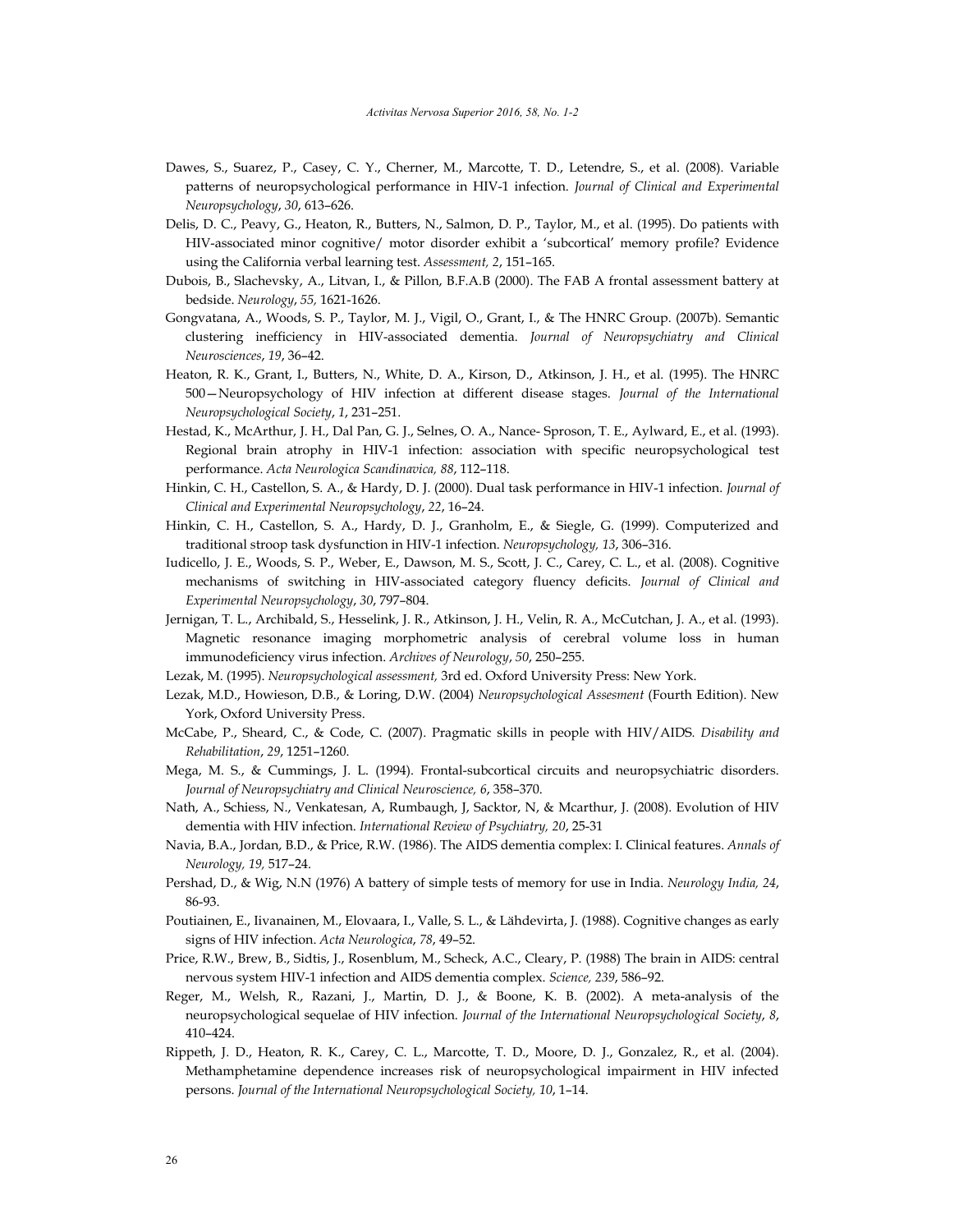Dawes, S., Suarez, P., Casey, C. Y., Cherner, M., Marcotte, T. D., Letendre, S., et al. (2008). Variable patterns of neuropsychological performance in HIV-1 infection. *Journal of Clinical and Experimental Neuropsychology*, *30*, 613–626.

Delis, D. C., Peavy, G., Heaton, R., Butters, N., Salmon, D. P., Taylor, M., et al. (1995). Do patients with HIV-associated minor cognitive/ motor disorder exhibit a 'subcortical' memory profile? Evidence using the California verbal learning test. *Assessment, 2*, 151–165.

Dubois, B., Slachevsky, A., Litvan, I., & Pillon, B.F.A.B (2000). The FAB A frontal assessment battery at bedside. *Neurology*, *55,* 1621-1626.

Gongvatana, A., Woods, S. P., Taylor, M. J., Vigil, O., Grant, I., & The HNRC Group. (2007b). Semantic clustering inefficiency in HIV-associated dementia. *Journal of Neuropsychiatry and Clinical Neurosciences*, *19*, 36–42.

Heaton, R. K., Grant, I., Butters, N., White, D. A., Kirson, D., Atkinson, J. H., et al. (1995). The HNRC 500—Neuropsychology of HIV infection at different disease stages. *Journal of the International Neuropsychological Society*, *1*, 231–251.

Hestad, K., McArthur, J. H., Dal Pan, G. J., Selnes, O. A., Nance- Sproson, T. E., Aylward, E., et al. (1993). Regional brain atrophy in HIV-1 infection: association with specific neuropsychological test performance. *Acta Neurologica Scandinavica, 88*, 112–118.

Hinkin, C. H., Castellon, S. A., & Hardy, D. J. (2000). Dual task performance in HIV-1 infection. *Journal of Clinical and Experimental Neuropsychology*, *22*, 16–24.

Hinkin, C. H., Castellon, S. A., Hardy, D. J., Granholm, E., & Siegle, G. (1999). Computerized and traditional stroop task dysfunction in HIV-1 infection. *Neuropsychology, 13*, 306–316.

Iudicello, J. E., Woods, S. P., Weber, E., Dawson, M. S., Scott, J. C., Carey, C. L., et al. (2008). Cognitive mechanisms of switching in HIV-associated category fluency deficits. *Journal of Clinical and Experimental Neuropsychology*, *30*, 797–804.

Jernigan, T. L., Archibald, S., Hesselink, J. R., Atkinson, J. H., Velin, R. A., McCutchan, J. A., et al. (1993). Magnetic resonance imaging morphometric analysis of cerebral volume loss in human immunodeficiency virus infection. *Archives of Neurology*, *50*, 250–255.

Lezak, M. (1995). *Neuropsychological assessment,* 3rd ed. Oxford University Press: New York.

Lezak, M.D., Howieson, D.B., & Loring, D.W. (2004) *Neuropsychological Assesment* (Fourth Edition). New York, Oxford University Press.

McCabe, P., Sheard, C., & Code, C. (2007). Pragmatic skills in people with HIV/AIDS. *Disability and Rehabilitation*, *29*, 1251–1260.

Mega, M. S., & Cummings, J. L. (1994). Frontal-subcortical circuits and neuropsychiatric disorders. *Journal of Neuropsychiatry and Clinical Neuroscience, 6*, 358–370.

Nath, A., Schiess, N., Venkatesan, A, Rumbaugh, J, Sacktor, N, & Mcarthur, J. (2008). Evolution of HIV dementia with HIV infection. *International Review of Psychiatry, 20*, 25-31

Navia, B.A., Jordan, B.D., & Price, R.W. (1986). The AIDS dementia complex: I. Clinical features. *Annals of Neurology, 19,* 517–24.

Pershad, D., & Wig, N.N (1976) A battery of simple tests of memory for use in India. *Neurology India, 24*, 86-93.

Poutiainen, E., Iivanainen, M., Elovaara, I., Valle, S. L., & Lähdevirta, J. (1988). Cognitive changes as early signs of HIV infection. *Acta Neurologica*, *78*, 49–52.

Price, R.W., Brew, B., Sidtis, J., Rosenblum, M., Scheck, A.C., Cleary, P. (1988) The brain in AIDS: central nervous system HIV-1 infection and AIDS dementia complex. *Science, 239*, 586–92.

Reger, M., Welsh, R., Razani, J., Martin, D. J., & Boone, K. B. (2002). A meta-analysis of the neuropsychological sequelae of HIV infection. *Journal of the International Neuropsychological Society*, *8*, 410–424.

Rippeth, J. D., Heaton, R. K., Carey, C. L., Marcotte, T. D., Moore, D. J., Gonzalez, R., et al. (2004). Methamphetamine dependence increases risk of neuropsychological impairment in HIV infected persons. *Journal of the International Neuropsychological Society, 10*, 1–14.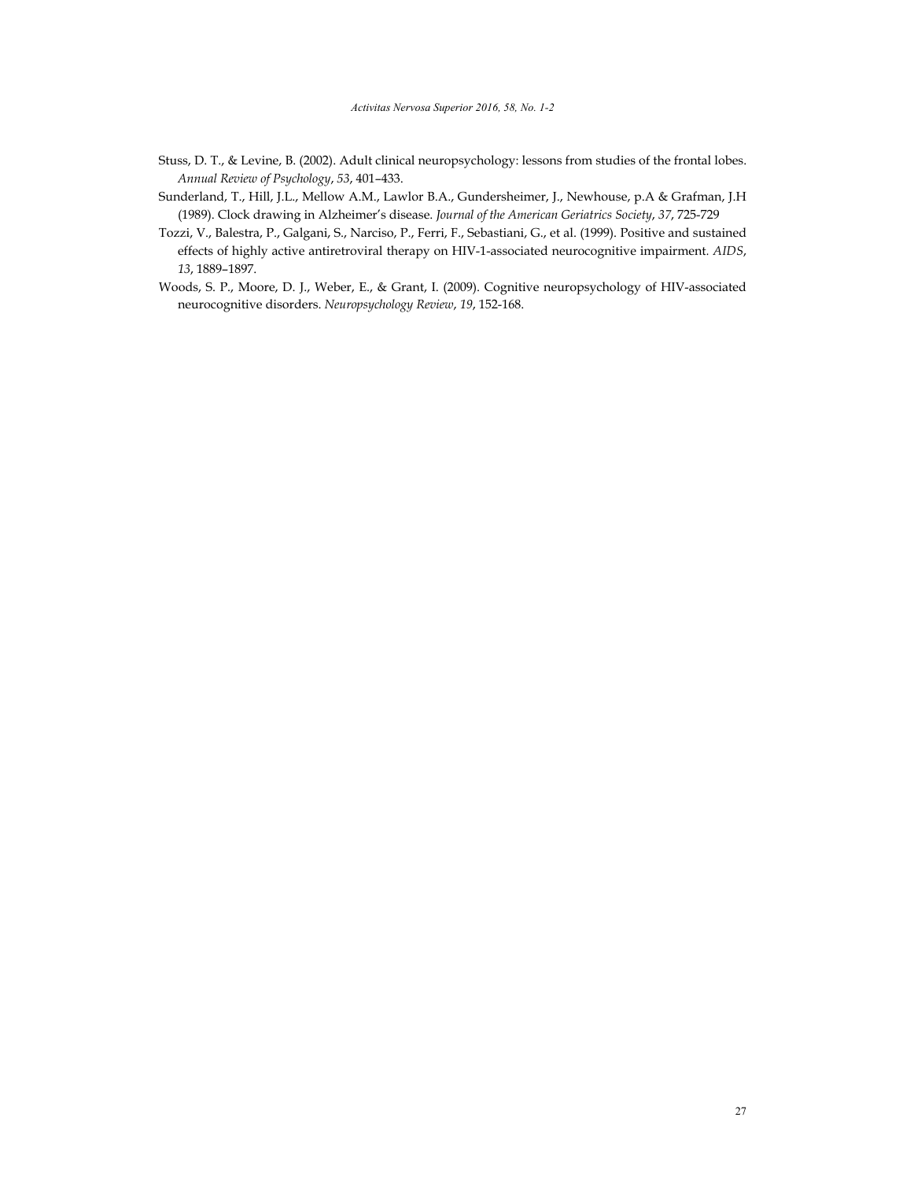Stuss, D. T., & Levine, B. (2002). Adult clinical neuropsychology: lessons from studies of the frontal lobes. *Annual Review of Psychology*, *53*, 401–433.

Sunderland, T., Hill, J.L., Mellow A.M., Lawlor B.A., Gundersheimer, J., Newhouse, p.A & Grafman, J.H (1989). Clock drawing in Alzheimer's disease. *Journal of the American Geriatrics Society*, *37*, 725-729

Tozzi, V., Balestra, P., Galgani, S., Narciso, P., Ferri, F., Sebastiani, G., et al. (1999). Positive and sustained effects of highly active antiretroviral therapy on HIV-1-associated neurocognitive impairment. *AIDS*, *13*, 1889–1897.

Woods, S. P., Moore, D. J., Weber, E., & Grant, I. (2009). Cognitive neuropsychology of HIV-associated neurocognitive disorders. *Neuropsychology Review*, *19*, 152-168.